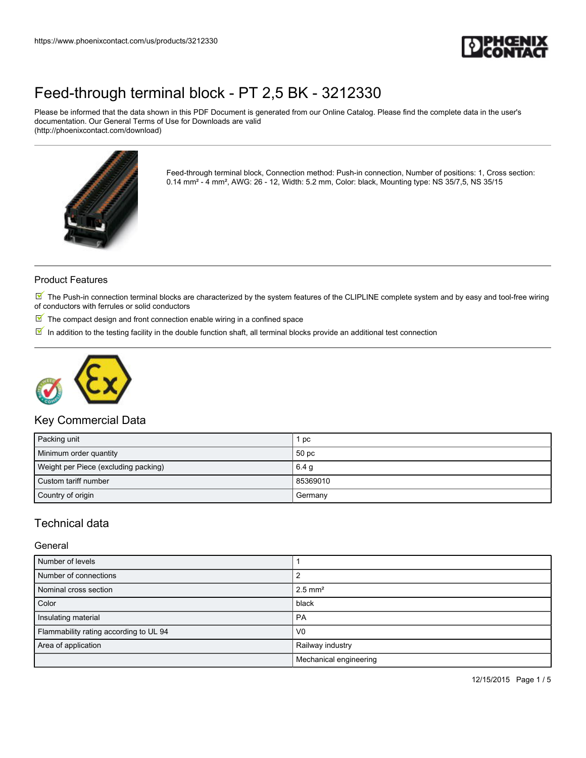https://www.phoenixcontact.com/us/products/3212330

# Feed-through terminal block - PT 2,5 BK - 3212330

Please be informed that the data shown in this PDF Document is generated from our Online Catalog. Please find the complete data in the user's documentation. Our General Terms of Use for Downloads are valid (http://phoenixcontact.com/download)

Feed-through terminal block, Connection method: Push-in connection, Number of positions: 1, Cross section: 0.14 mm² - 4 mm², AWG: 26 - 12, Width: 5.2 mm, Color: black, Mounting type: NS 35/7,5, NS 35/15

## Product Features

- The Push-in connection terminal blocks are characterized by the system features of the CLIPLINE complete system and by easy and tool-free wiring of conductors with ferrules or solid conductors
- The compact design and front connection enable wiring in a confined space
- In addition to the testing facility in the double function shaft, all terminal blocks provide an additional test connection

## Key Commercial Data

| | |
|---|---|
| Packing unit | 1 pc |
| Minimum order quantity | 50 pc |
| Weight per Piece (excluding packing) | 6.4 g |
| Custom tariff number | 85369010 |
| Country of origin | Germany |

## Technical data

### General

| | |
|---|---|
| Number of levels | 1 |
| Number of connections | 2 |
| Nominal cross section | 2.5 mm² |
| Color | black |
| Insulating material | PA |
| Flammability rating according to UL 94 | V0 |
| Area of application | Railway industry |
| | Mechanical engineering |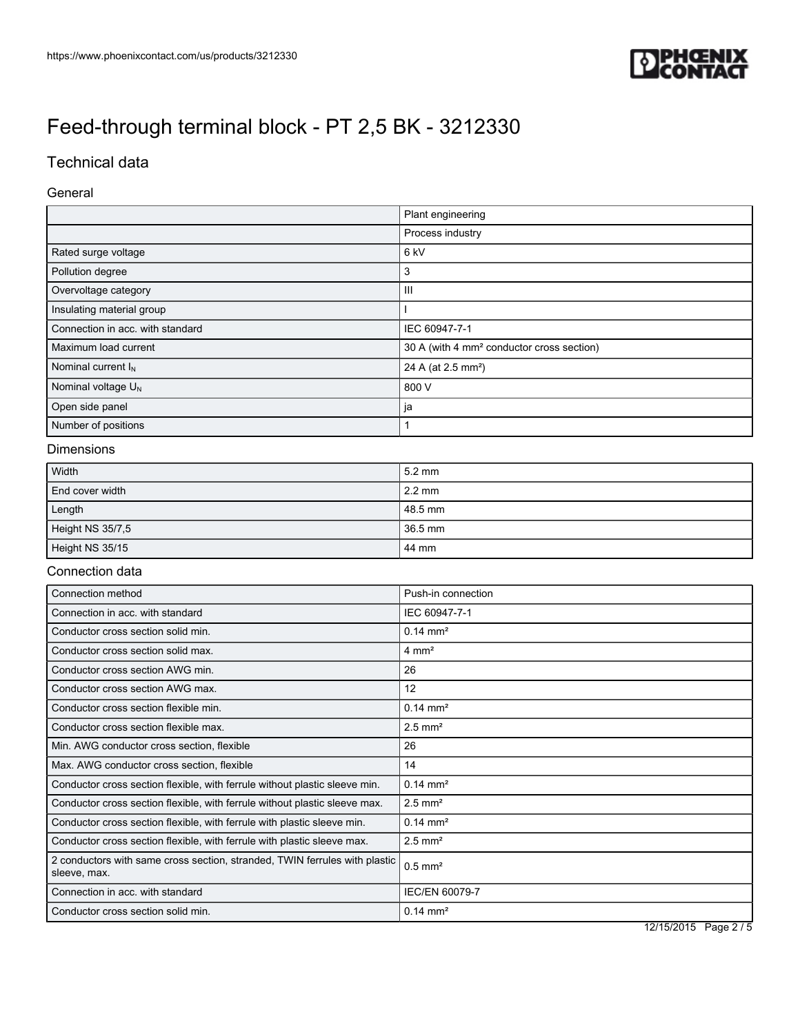# Feed-through terminal block - PT 2,5 BK - 3212330

## Technical data

### General

| | |
|---|---|
| | Plant engineering |
| | Process industry |
| Rated surge voltage | 6 kV |
| Pollution degree | 3 |
| Overvoltage category | III |
| Insulating material group | I |
| Connection in acc. with standard | IEC 60947-7-1 |
| Maximum load current | 30 A (with 4 mm² conductor cross section) |
| Nominal current $I_N$ | 24 A (at 2.5 mm²) |
| Nominal voltage $U_N$ | 800 V |
| Open side panel | ja |
| Number of positions | 1 |

### Dimensions

| | |
|---|---|
| Width | 5.2 mm |
| End cover width | 2.2 mm |
| Length | 48.5 mm |
| Height NS 35/7,5 | 36.5 mm |
| Height NS 35/15 | 44 mm |

### Connection data

| | |
|---|---|
| Connection method | Push-in connection |
| Connection in acc. with standard | IEC 60947-7-1 |
| Conductor cross section solid min. | 0.14 mm² |
| Conductor cross section solid max. | 4 mm² |
| Conductor cross section AWG min. | 26 |
| Conductor cross section AWG max. | 12 |
| Conductor cross section flexible min. | 0.14 mm² |
| Conductor cross section flexible max. | 2.5 mm² |
| Min. AWG conductor cross section, flexible | 26 |
| Max. AWG conductor cross section, flexible | 14 |
| Conductor cross section flexible, with ferrule without plastic sleeve min. | 0.14 mm² |
| Conductor cross section flexible, with ferrule without plastic sleeve max. | 2.5 mm² |
| Conductor cross section flexible, with ferrule with plastic sleeve min. | 0.14 mm² |
| Conductor cross section flexible, with ferrule with plastic sleeve max. | 2.5 mm² |
| 2 conductors with same cross section, stranded, TWIN ferrules with plastic sleeve, max. | 0.5 mm² |
| Connection in acc. with standard | IEC/EN 60079-7 |
| Conductor cross section solid min. | 0.14 mm² |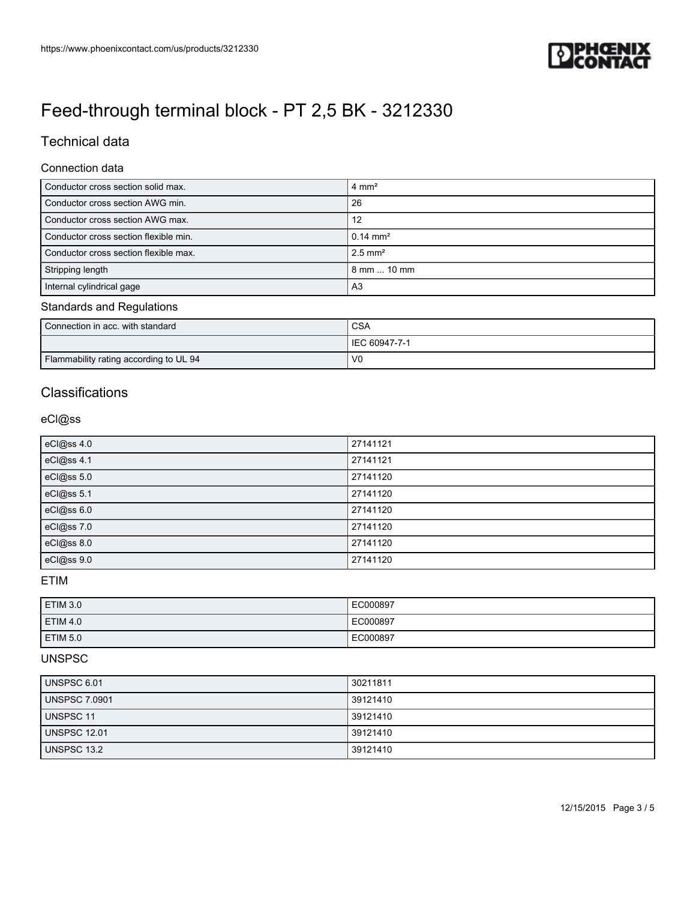# Feed-through terminal block - PT 2,5 BK - 3212330

## Technical data

### Connection data

| | |
|---|---|
| Conductor cross section solid max. | 4 mm² |
| Conductor cross section AWG min. | 26 |
| Conductor cross section AWG max. | 12 |
| Conductor cross section flexible min. | 0.14 mm² |
| Conductor cross section flexible max. | 2.5 mm² |
| Stripping length | 8 mm ... 10 mm |
| Internal cylindrical gage | A3 |

### Standards and Regulations

| | |
|---|---|
| Connection in acc. with standard | CSA |
| | IEC 60947-7-1 |
| Flammability rating according to UL 94 | V0 |

## Classifications

### eCl@ss

| | |
|---|---|
| eCl@ss 4.0 | 27141121 |
| eCl@ss 4.1 | 27141121 |
| eCl@ss 5.0 | 27141120 |
| eCl@ss 5.1 | 27141120 |
| eCl@ss 6.0 | 27141120 |
| eCl@ss 7.0 | 27141120 |
| eCl@ss 8.0 | 27141120 |
| eCl@ss 9.0 | 27141120 |

### ETIM

| | |
|---|---|
| ETIM 3.0 | EC000897 |
| ETIM 4.0 | EC000897 |
| ETIM 5.0 | EC000897 |

### UNSPSC

| | |
|---|---|
| UNSPSC 6.01 | 30211811 |
| UNSPSC 7.0901 | 39121410 |
| UNSPSC 11 | 39121410 |
| UNSPSC 12.01 | 39121410 |
| UNSPSC 13.2 | 39121410 |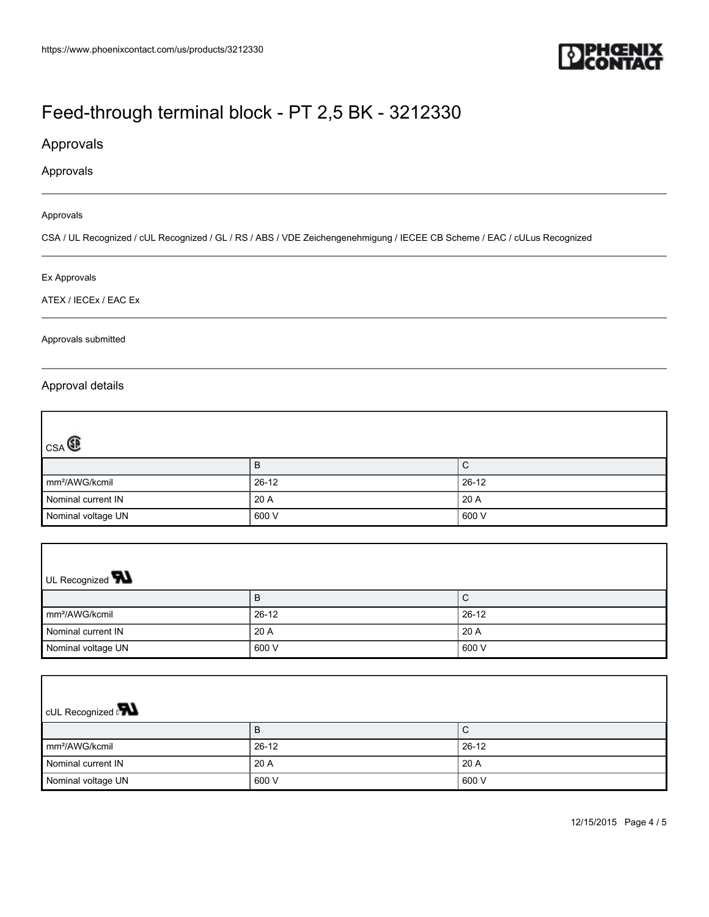# Feed-through terminal block - PT 2,5 BK - 3212330

## Approvals

### Approvals

Approvals

CSA / UL Recognized / cUL Recognized / GL / RS / ABS / VDE Zeichengenehmigung / IECEE CB Scheme / EAC / cULus Recognized

Ex Approvals

ATEX / IECEx / EAC Ex

Approvals submitted

### Approval details

CSA

| | B | C |
|---|---|---|
| mm²/AWG/kcmil | 26-12 | 26-12 |
| Nominal current IN | 20 A | 20 A |
| Nominal voltage UN | 600 V | 600 V |

UL Recognized

| | B | C |
|---|---|---|
| mm²/AWG/kcmil | 26-12 | 26-12 |
| Nominal current IN | 20 A | 20 A |
| Nominal voltage UN | 600 V | 600 V |

cUL Recognized

| | B | C |
|---|---|---|
| mm²/AWG/kcmil | 26-12 | 26-12 |
| Nominal current IN | 20 A | 20 A |
| Nominal voltage UN | 600 V | 600 V |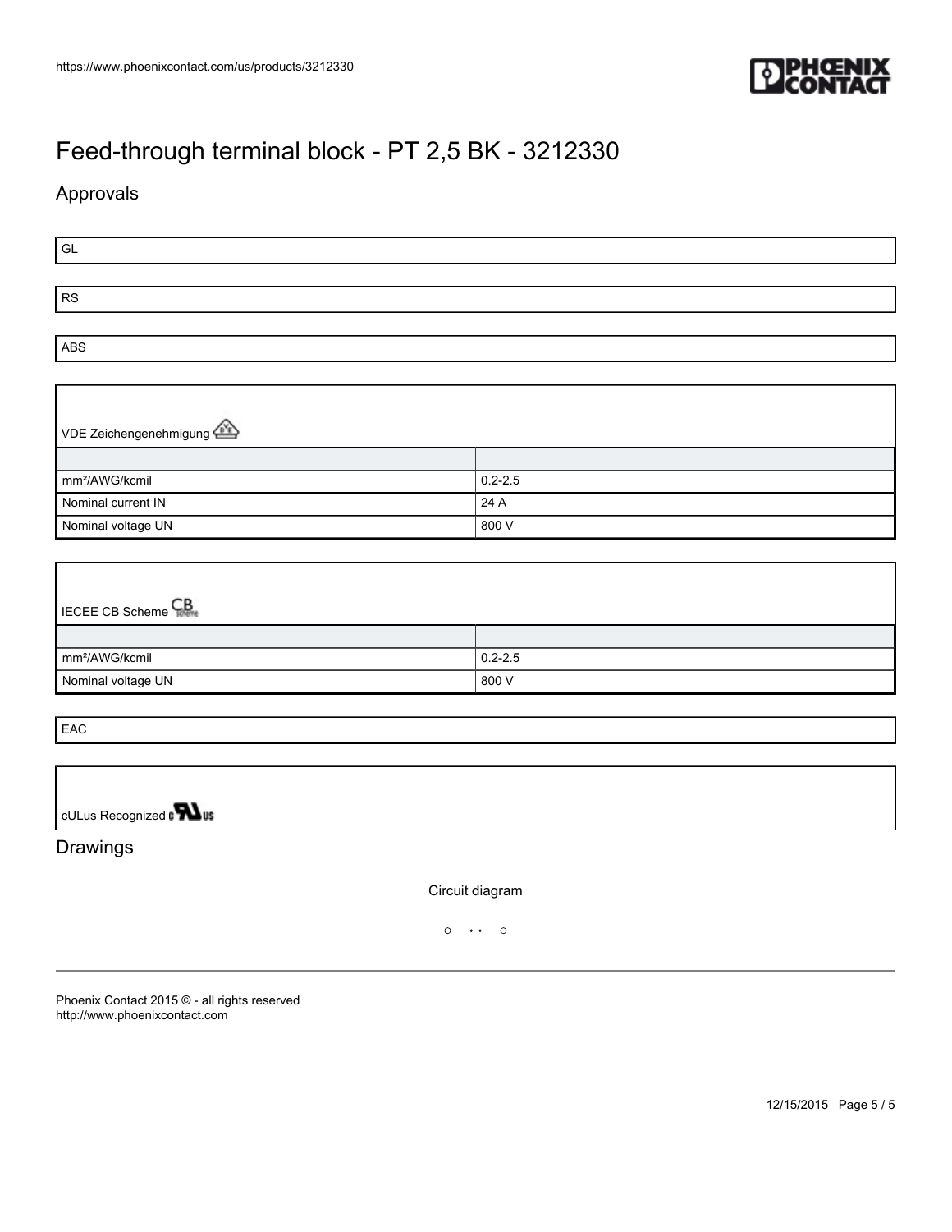// Feed-through terminal block - PT 2,5 BK - 3212330

## Approvals

GL

RS

ABS

VDE Zeichengenehmigung

| | |
|---|---|
| mm²/AWG/kcmil | 0.2-2.5 |
| Nominal current IN | 24 A |
| Nominal voltage UN | 800 V |

IECEE CB Scheme

| | |
|---|---|
| mm²/AWG/kcmil | 0.2-2.5 |
| Nominal voltage UN | 800 V |

EAC

cULus Recognized

## Drawings

Circuit diagram

Phoenix Contact 2015 © - all rights reserved
http://www.phoenixcontact.com